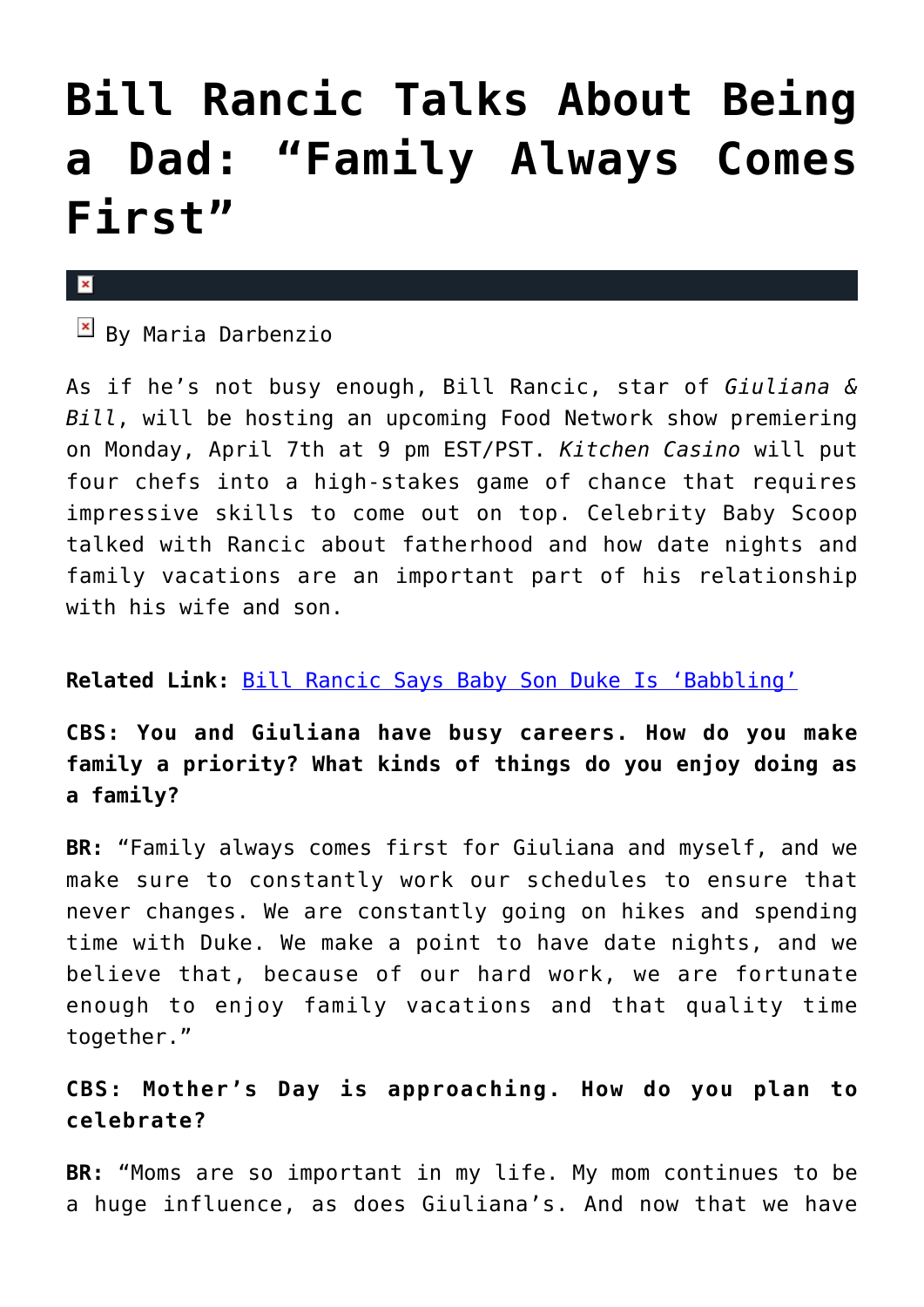# Bill Rancic Talks About Being a Dad: "Family Always Comes First"

By Maria Darbenzio

As if he's not busy enough, Bill Rancic, star of *Giuliana & Bill*, will be hosting an upcoming Food Network show premiering on Monday, April 7th at 9 pm EST/PST. *Kitchen Casino* will put four chefs into a high-stakes game of chance that requires impressive skills to come out on top. Celebrity Baby Scoop talked with Rancic about fatherhood and how date nights and family vacations are an important part of his relationship with his wife and son.

**Related Link:** [Bill Rancic Says Baby Son Duke Is 'Babbling']

**CBS: You and Giuliana have busy careers. How do you make family a priority? What kinds of things do you enjoy doing as a family?**

**BR:** "Family always comes first for Giuliana and myself, and we make sure to constantly work our schedules to ensure that never changes. We are constantly going on hikes and spending time with Duke. We make a point to have date nights, and we believe that, because of our hard work, we are fortunate enough to enjoy family vacations and that quality time together."

**CBS: Mother's Day is approaching. How do you plan to celebrate?**

**BR:** "Moms are so important in my life. My mom continues to be a huge influence, as does Giuliana's. And now that we have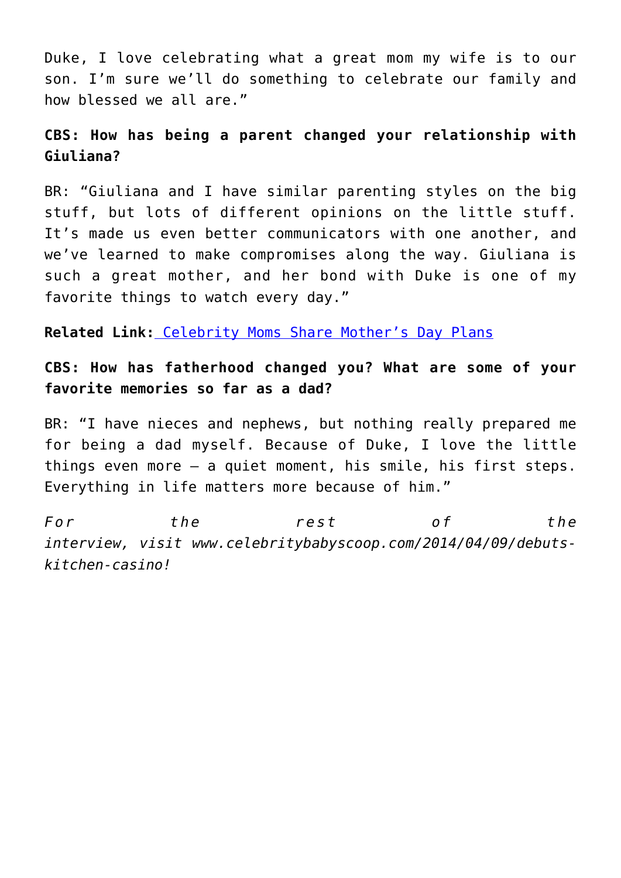Duke, I love celebrating what a great mom my wife is to our son. I'm sure we'll do something to celebrate our family and how blessed we all are."

**CBS: How has being a parent changed your relationship with Giuliana?**

BR: "Giuliana and I have similar parenting styles on the big stuff, but lots of different opinions on the little stuff. It's made us even better communicators with one another, and we've learned to make compromises along the way. Giuliana is such a great mother, and her bond with Duke is one of my favorite things to watch every day."

**Related Link:** Celebrity Moms Share Mother's Day Plans

**CBS: How has fatherhood changed you? What are some of your favorite memories so far as a dad?**

BR: "I have nieces and nephews, but nothing really prepared me for being a dad myself. Because of Duke, I love the little things even more – a quiet moment, his smile, his first steps. Everything in life matters more because of him."

*For the rest of the interview, visit www.celebritybabyscoop.com/2014/04/09/debuts-kitchen-casino!*